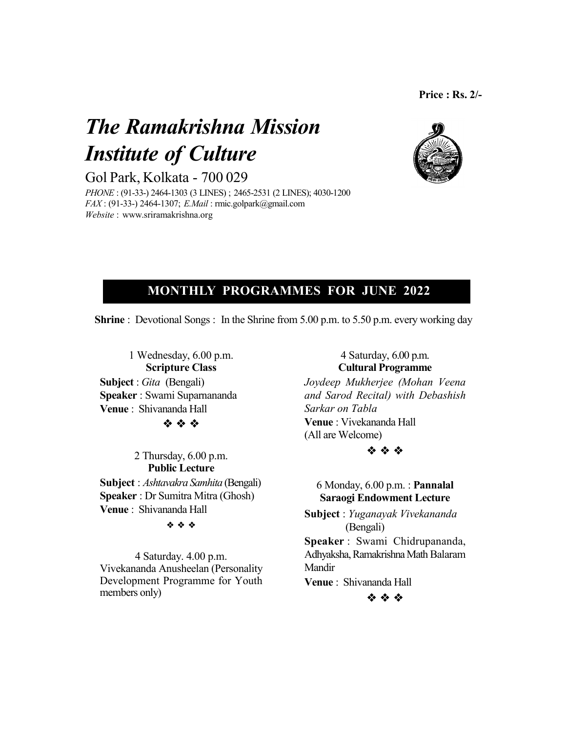**Price : Rs. 2/-**

# *The Ramakrishna Mission Institute of Culture*

Gol Park, Kolkata - 700 029

*PHONE* : (91-33-) 2464-1303 (3 LINES) ; 2465-2531 (2 LINES); 4030-1200
*FAX* : (91-33-) 2464-1307; *E.Mail* : rmic.golpark@gmail.com
*Website* : www.sriramakrishna.org

## MONTHLY PROGRAMMES FOR JUNE 2022

**Shrine** : Devotional Songs : In the Shrine from 5.00 p.m. to 5.50 p.m. every working day

1 Wednesday, 6.00 p.m.
**Scripture Class**

**Subject** : *Gita* (Bengali)
**Speaker** : Swami Suparnananda
**Venue** : Shivananda Hall

❖ ❖ ❖

2 Thursday, 6.00 p.m.
**Public Lecture**

**Subject** : *Ashtavakra Samhita* (Bengali)
**Speaker** : Dr Sumitra Mitra (Ghosh)
**Venue** : Shivananda Hall

❖ ❖ ❖

4 Saturday. 4.00 p.m.
Vivekananda Anusheelan (Personality Development Programme for Youth members only)

4 Saturday, 6.00 p.m.
**Cultural Programme**

*Joydeep Mukherjee (Mohan Veena and Sarod Recital) with Debashish Sarkar on Tabla*
**Venue** : Vivekananda Hall
(All are Welcome)

❖ ❖ ❖

6 Monday, 6.00 p.m. : **Pannalal Saraogi Endowment Lecture**

**Subject** : *Yuganayak Vivekananda* (Bengali)
**Speaker** : Swami Chidrupananda, Adhyaksha, Ramakrishna Math Balaram Mandir
**Venue** : Shivananda Hall

❖ ❖ ❖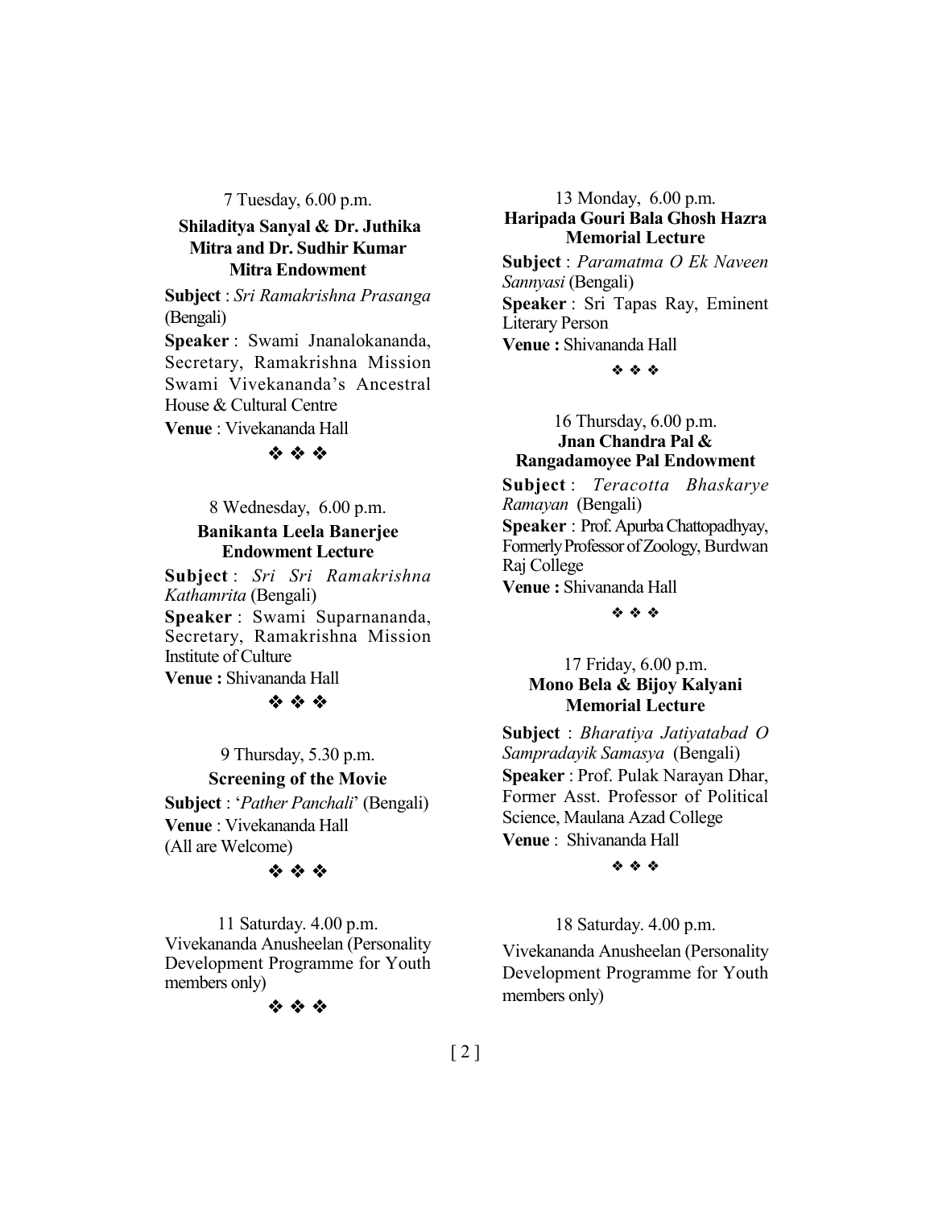7 Tuesday, 6.00 p.m.

**Shiladitya Sanyal & Dr. Juthika Mitra and Dr. Sudhir Kumar Mitra Endowment**

**Subject** : *Sri Ramakrishna Prasanga* (Bengali)

**Speaker** : Swami Jnanalokananda, Secretary, Ramakrishna Mission Swami Vivekananda's Ancestral House & Cultural Centre

**Venue** : Vivekananda Hall

❖ ❖ ❖

8 Wednesday, 6.00 p.m.

**Banikanta Leela Banerjee Endowment Lecture**

**Subject** : *Sri Sri Ramakrishna Kathamrita* (Bengali)

**Speaker** : Swami Suparnananda, Secretary, Ramakrishna Mission Institute of Culture

**Venue :** Shivananda Hall

❖ ❖ ❖

9 Thursday, 5.30 p.m.

**Screening of the Movie**

**Subject** : '*Pather Panchali*' (Bengali)

**Venue** : Vivekananda Hall

(All are Welcome)

❖ ❖ ❖

11 Saturday. 4.00 p.m.

Vivekananda Anusheelan (Personality Development Programme for Youth members only)

❖ ❖ ❖

13 Monday, 6.00 p.m.

**Haripada Gouri Bala Ghosh Hazra Memorial Lecture**

**Subject** : *Paramatma O Ek Naveen Sannyasi* (Bengali)

**Speaker** : Sri Tapas Ray, Eminent Literary Person

**Venue :** Shivananda Hall

❖ ❖ ❖

16 Thursday, 6.00 p.m.

**Jnan Chandra Pal & Rangadamoyee Pal Endowment**

**Subject** : *Teracotta Bhaskarye Ramayan* (Bengali)

**Speaker** : Prof. Apurba Chattopadhyay, Formerly Professor of Zoology, Burdwan Raj College

**Venue :** Shivananda Hall

❖ ❖ ❖

17 Friday, 6.00 p.m.

**Mono Bela & Bijoy Kalyani Memorial Lecture**

**Subject** : *Bharatiya Jatiyatabad O Sampradayik Samasya* (Bengali)

**Speaker** : Prof. Pulak Narayan Dhar, Former Asst. Professor of Political Science, Maulana Azad College

**Venue** : Shivananda Hall

❖ ❖ ❖

18 Saturday. 4.00 p.m.

Vivekananda Anusheelan (Personality Development Programme for Youth members only)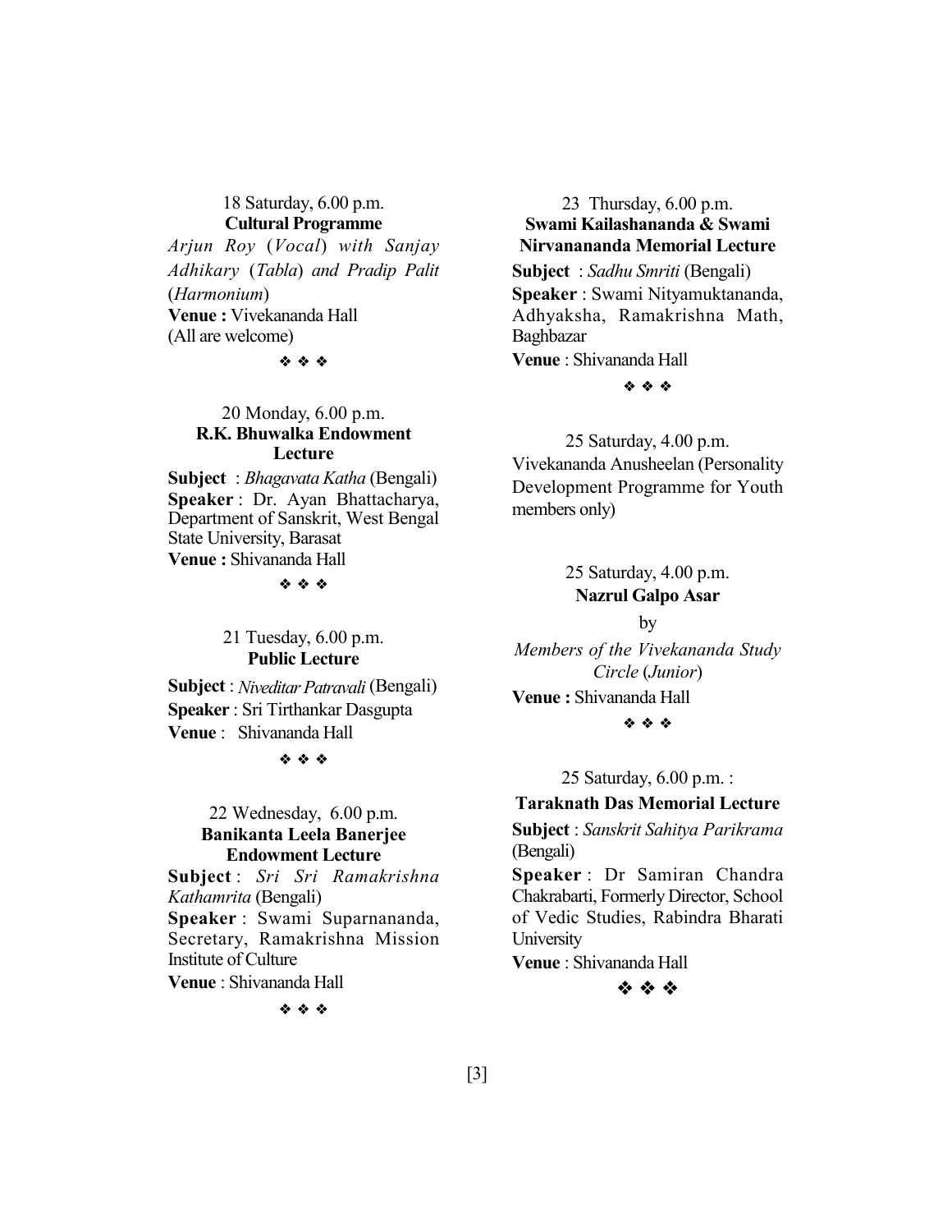18 Saturday, 6.00 p.m.

**Cultural Programme**

*Arjun Roy* (*Vocal*) *with Sanjay Adhikary* (*Tabla*) *and Pradip Palit* (*Harmonium*)

**Venue :** Vivekananda Hall

(All are welcome)

❖ ❖ ❖

20 Monday, 6.00 p.m.

**R.K. Bhuwalka Endowment Lecture**

**Subject** : *Bhagavata Katha* (Bengali)

**Speaker** : Dr. Ayan Bhattacharya, Department of Sanskrit, West Bengal State University, Barasat

**Venue :** Shivananda Hall

❖ ❖ ❖

21 Tuesday, 6.00 p.m.

**Public Lecture**

**Subject** : *Niveditar Patravali* (Bengali)

**Speaker** : Sri Tirthankar Dasgupta

**Venue** : Shivananda Hall

❖ ❖ ❖

22 Wednesday, 6.00 p.m.

**Banikanta Leela Banerjee Endowment Lecture**

**Subject** : *Sri Sri Ramakrishna Kathamrita* (Bengali)

**Speaker** : Swami Suparnananda, Secretary, Ramakrishna Mission Institute of Culture

**Venue** : Shivananda Hall

❖ ❖ ❖

23 Thursday, 6.00 p.m.

**Swami Kailashananda & Swami Nirvanananda Memorial Lecture**

**Subject** : *Sadhu Smriti* (Bengali)

**Speaker** : Swami Nityamuktananda, Adhyaksha, Ramakrishna Math, Baghbazar

**Venue** : Shivananda Hall

❖ ❖ ❖

25 Saturday, 4.00 p.m.

Vivekananda Anusheelan (Personality Development Programme for Youth members only)

25 Saturday, 4.00 p.m.

**Nazrul Galpo Asar**

by

*Members of the Vivekananda Study Circle* (*Junior*)

**Venue :** Shivananda Hall

❖ ❖ ❖

25 Saturday, 6.00 p.m. :

**Taraknath Das Memorial Lecture**

**Subject** : *Sanskrit Sahitya Parikrama* (Bengali)

**Speaker** : Dr Samiran Chandra Chakrabarti, Formerly Director, School of Vedic Studies, Rabindra Bharati University

**Venue** : Shivananda Hall

❖ ❖ ❖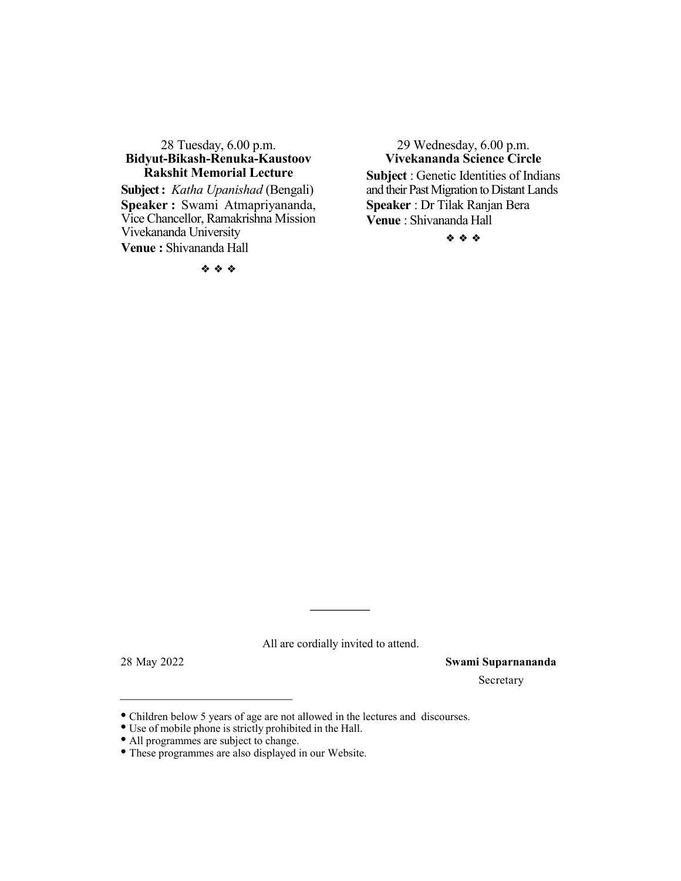28 Tuesday, 6.00 p.m.

**Bidyut-Bikash-Renuka-Kaustoov Rakshit Memorial Lecture**

**Subject :** *Katha Upanishad* (Bengali)

**Speaker :** Swami Atmapriyananda, Vice Chancellor, Ramakrishna Mission Vivekananda University

**Venue :** Shivananda Hall

❖ ❖ ❖

29 Wednesday, 6.00 p.m.

**Vivekananda Science Circle**

**Subject** : Genetic Identities of Indians and their Past Migration to Distant Lands

**Speaker** : Dr Tilak Ranjan Bera

**Venue** : Shivananda Hall

❖ ❖ ❖

---

All are cordially invited to attend.

28 May 2022

**Swami Suparnananda**

Secretary

- Children below 5 years of age are not allowed in the lectures and discourses.
- Use of mobile phone is strictly prohibited in the Hall.
- All programmes are subject to change.
- These programmes are also displayed in our Website.